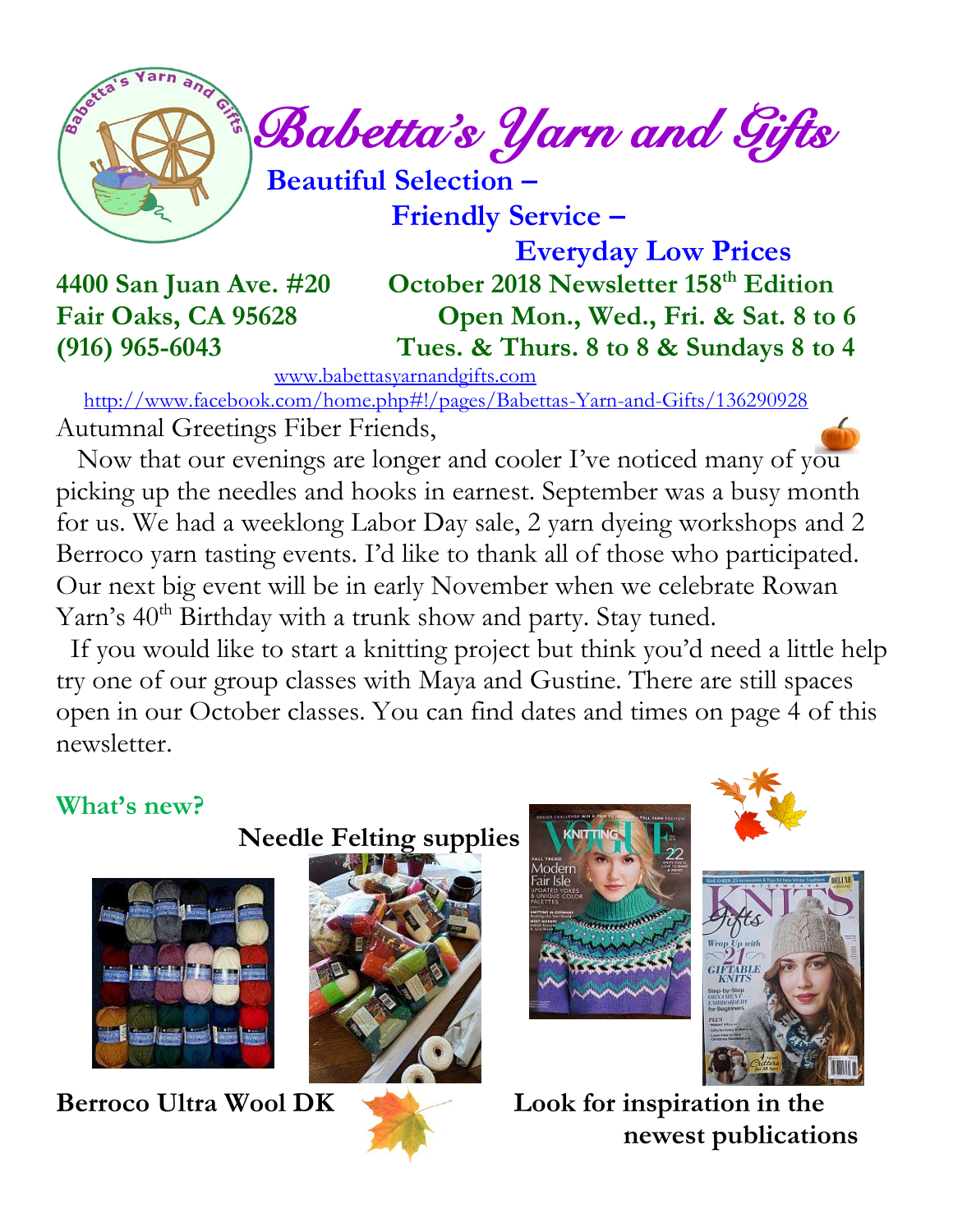# Babetta's Yarn and Gifts

**Beautiful Selection –**

**Friendly Service –**

**Everyday Low Prices**

**4400 San Juan Ave. #20**
**Fair Oaks, CA 95628**
**(916) 965-6043**

**October 2018 Newsletter 158th Edition**
**Open Mon., Wed., Fri. & Sat. 8 to 6**
**Tues. & Thurs. 8 to 8 & Sundays 8 to 4**

www.babettasyarnandgifts.com

http://www.facebook.com/home.php#!/pages/Babettas-Yarn-and-Gifts/136290928

Autumnal Greetings Fiber Friends,

Now that our evenings are longer and cooler I've noticed many of you picking up the needles and hooks in earnest. September was a busy month for us. We had a weeklong Labor Day sale, 2 yarn dyeing workshops and 2 Berroco yarn tasting events. I'd like to thank all of those who participated. Our next big event will be in early November when we celebrate Rowan Yarn's 40th Birthday with a trunk show and party. Stay tuned.

If you would like to start a knitting project but think you'd need a little help try one of our group classes with Maya and Gustine. There are still spaces open in our October classes. You can find dates and times on page 4 of this newsletter.

## What's new?

**Needle Felting supplies**

**Berroco Ultra Wool DK**

**Look for inspiration in the newest publications**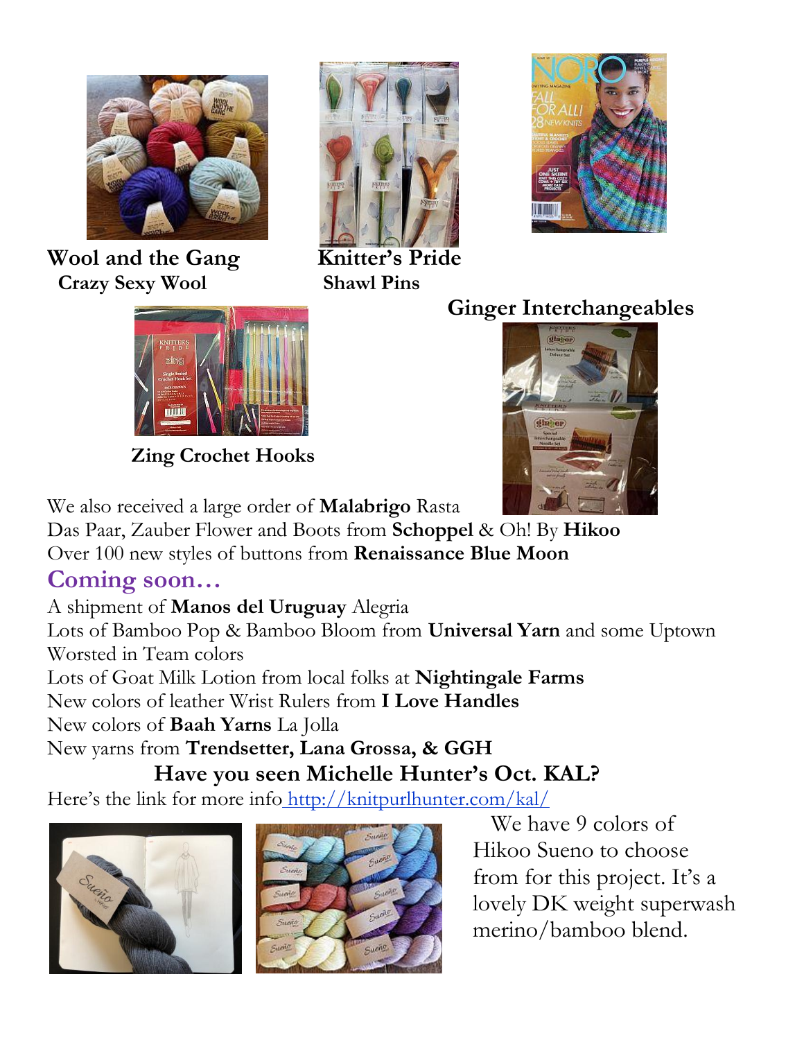**Wool and the Gang**
**Crazy Sexy Wool**

**Knitter's Pride**
**Shawl Pins**

**Ginger Interchangeables**

**Zing Crochet Hooks**

We also received a large order of **Malabrigo** Rasta
Das Paar, Zauber Flower and Boots from **Schoppel** & Oh! By **Hikoo**
Over 100 new styles of buttons from **Renaissance Blue Moon**

## Coming soon…

A shipment of **Manos del Uruguay** Alegria
Lots of Bamboo Pop & Bamboo Bloom from **Universal Yarn** and some Uptown Worsted in Team colors
Lots of Goat Milk Lotion from local folks at **Nightingale Farms**
New colors of leather Wrist Rulers from **I Love Handles**
New colors of **Baah Yarns** La Jolla
New yarns from **Trendsetter, Lana Grossa, & GGH**

### Have you seen Michelle Hunter's Oct. KAL?

Here's the link for more info http://knitpurlhunter.com/kal/

We have 9 colors of Hikoo Sueno to choose from for this project. It's a lovely DK weight superwash merino/bamboo blend.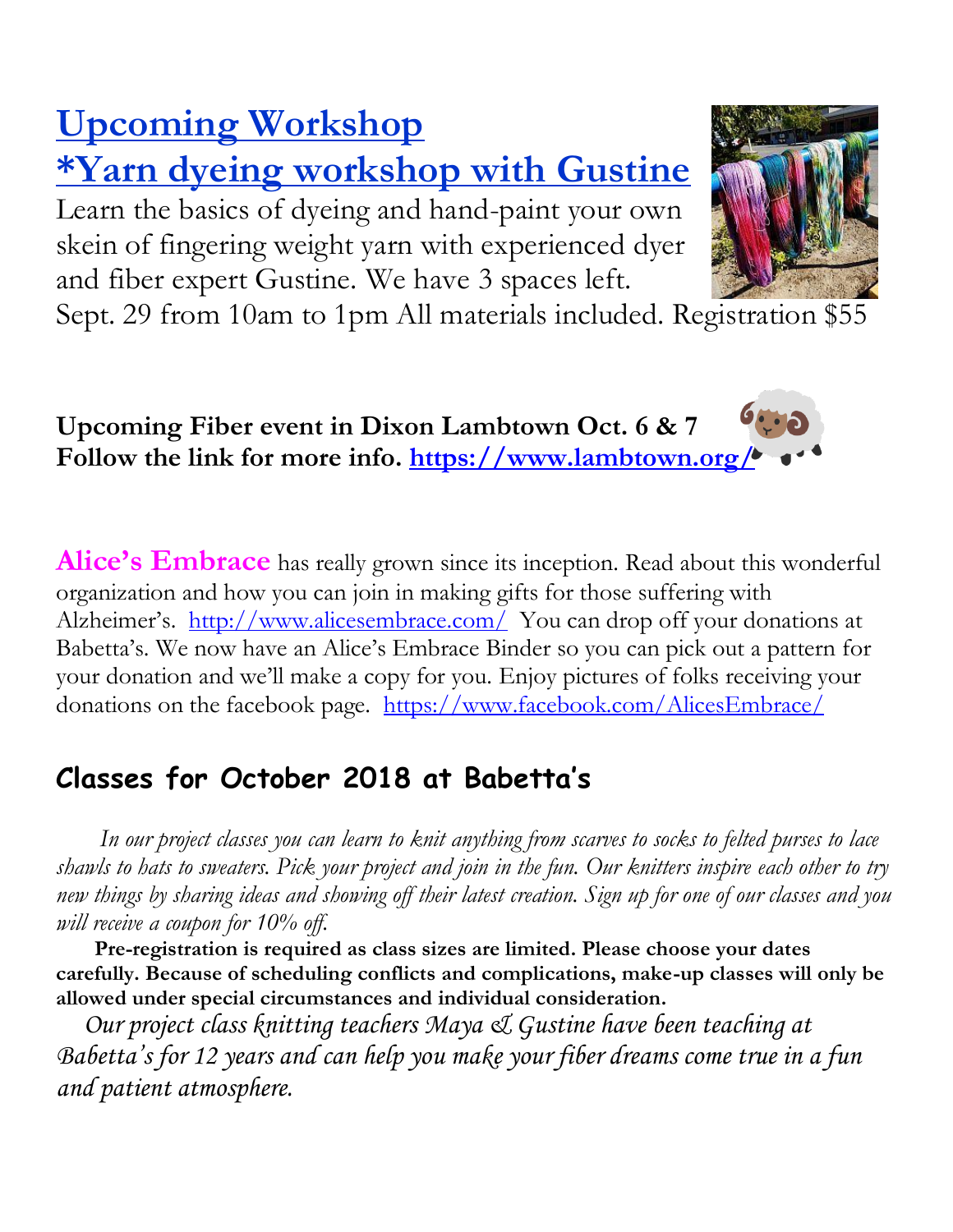# Upcoming Workshop

## *Yarn dyeing workshop with Gustine

Learn the basics of dyeing and hand-paint your own skein of fingering weight yarn with experienced dyer and fiber expert Gustine. We have 3 spaces left. Sept. 29 from 10am to 1pm All materials included. Registration $55

**Upcoming Fiber event in Dixon Lambtown Oct. 6 & 7**
**Follow the link for more info. https://www.lambtown.org/**

**Alice's Embrace** has really grown since its inception. Read about this wonderful organization and how you can join in making gifts for those suffering with Alzheimer's. http://www.alicesembrace.com/ You can drop off your donations at Babetta's. We now have an Alice's Embrace Binder so you can pick out a pattern for your donation and we'll make a copy for you. Enjoy pictures of folks receiving your donations on the facebook page. https://www.facebook.com/AlicesEmbrace/

## Classes for October 2018 at Babetta's

*In our project classes you can learn to knit anything from scarves to socks to felted purses to lace shawls to hats to sweaters. Pick your project and join in the fun. Our knitters inspire each other to try new things by sharing ideas and showing off their latest creation. Sign up for one of our classes and you will receive a coupon for 10% off.*

**Pre-registration is required as class sizes are limited. Please choose your dates carefully. Because of scheduling conflicts and complications, make-up classes will only be allowed under special circumstances and individual consideration.**

*Our project class knitting teachers Maya & Gustine have been teaching at Babetta's for 12 years and can help you make your fiber dreams come true in a fun and patient atmosphere.*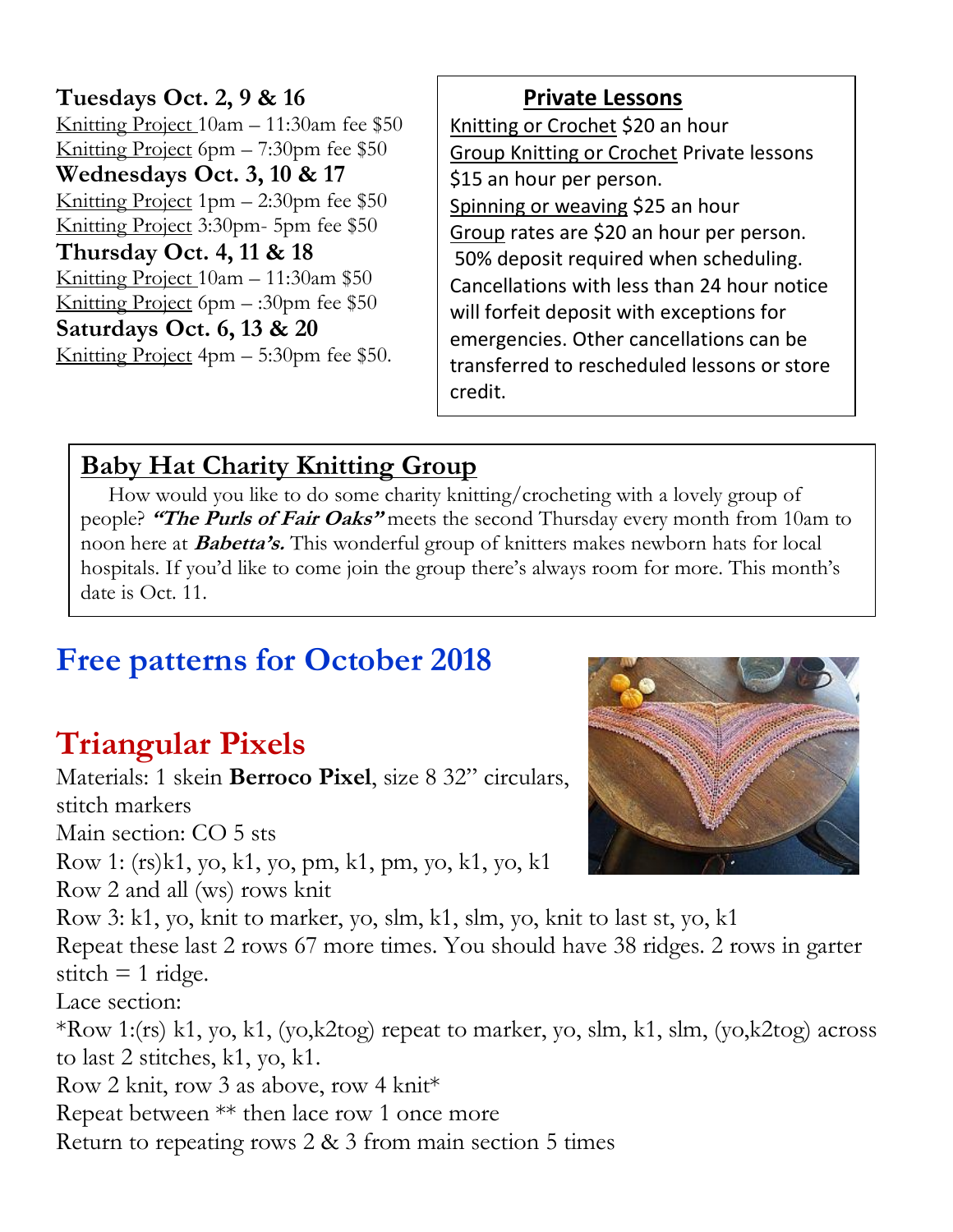**Tuesdays Oct. 2, 9 & 16**
Knitting Project 10am – 11:30am fee $50
Knitting Project 6pm – 7:30pm fee $50
**Wednesdays Oct. 3, 10 & 17**
Knitting Project 1pm – 2:30pm fee $50
Knitting Project 3:30pm- 5pm fee $50
**Thursday Oct. 4, 11 & 18**
Knitting Project 10am – 11:30am $50
Knitting Project 6pm – :30pm fee $50
**Saturdays Oct. 6, 13 & 20**
Knitting Project 4pm – 5:30pm fee $50.

**Private Lessons**

Knitting or Crochet $20 an hour
Group Knitting or Crochet Private lessons $15 an hour per person.
Spinning or weaving $25 an hour
Group rates are $20 an hour per person.
50% deposit required when scheduling. Cancellations with less than 24 hour notice will forfeit deposit with exceptions for emergencies. Other cancellations can be transferred to rescheduled lessons or store credit.

## Baby Hat Charity Knitting Group

How would you like to do some charity knitting/crocheting with a lovely group of people? ***"The Purls of Fair Oaks"*** meets the second Thursday every month from 10am to noon here at ***Babetta's.*** This wonderful group of knitters makes newborn hats for local hospitals. If you'd like to come join the group there's always room for more. This month's date is Oct. 11.

# Free patterns for October 2018

## Triangular Pixels

Materials: 1 skein **Berroco Pixel**, size 8 32" circulars, stitch markers
Main section: CO 5 sts
Row 1: (rs)k1, yo, k1, yo, pm, k1, pm, yo, k1, yo, k1
Row 2 and all (ws) rows knit
Row 3: k1, yo, knit to marker, yo, slm, k1, slm, yo, knit to last st, yo, k1
Repeat these last 2 rows 67 more times. You should have 38 ridges. 2 rows in garter stitch = 1 ridge.
Lace section:
*Row 1:(rs) k1, yo, k1, (yo,k2tog) repeat to marker, yo, slm, k1, slm, (yo,k2tog) across to last 2 stitches, k1, yo, k1.
Row 2 knit, row 3 as above, row 4 knit*
Repeat between ** then lace row 1 once more
Return to repeating rows 2 & 3 from main section 5 times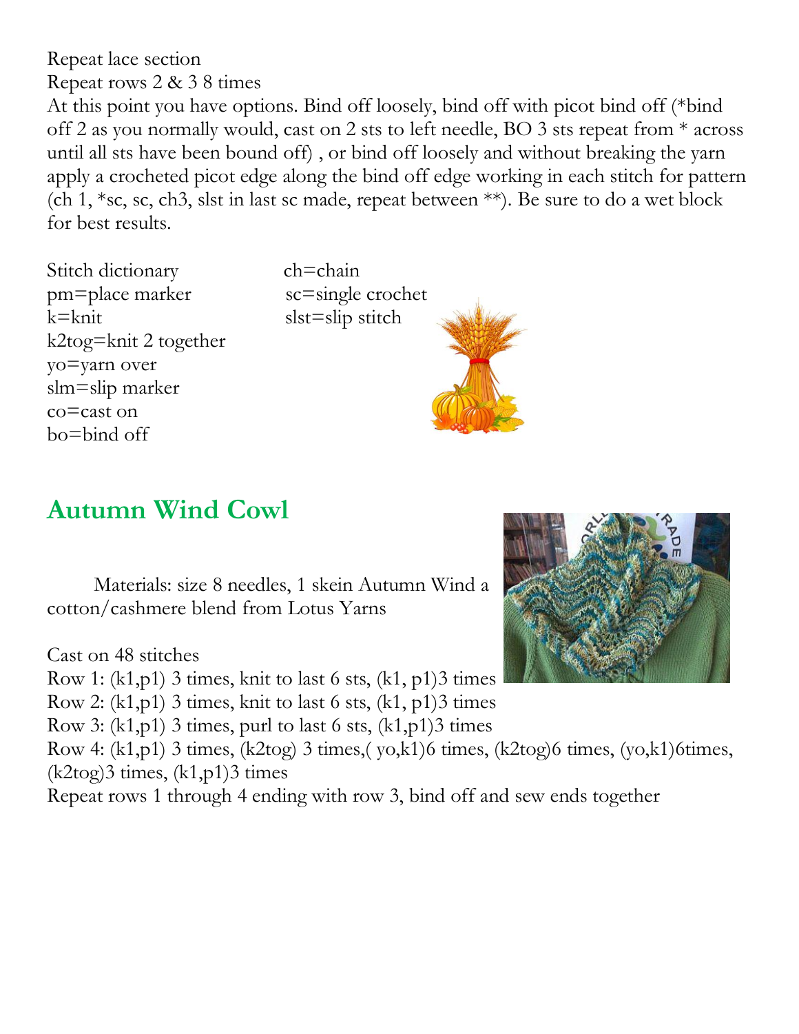Repeat lace section
Repeat rows 2 & 3 8 times
At this point you have options. Bind off loosely, bind off with picot bind off (*bind off 2 as you normally would, cast on 2 sts to left needle, BO 3 sts repeat from * across until all sts have been bound off) , or bind off loosely and without breaking the yarn apply a crocheted picot edge along the bind off edge working in each stitch for pattern (ch 1, *sc, sc, ch3, slst in last sc made, repeat between **). Be sure to do a wet block for best results.

Stitch dictionary
pm=place marker
k=knit
k2tog=knit 2 together
yo=yarn over
slm=slip marker
co=cast on
bo=bind off
ch=chain
sc=single crochet
slst=slip stitch

## Autumn Wind Cowl

Materials: size 8 needles, 1 skein Autumn Wind a cotton/cashmere blend from Lotus Yarns

Cast on 48 stitches
Row 1: (k1,p1) 3 times, knit to last 6 sts, (k1, p1)3 times
Row 2: (k1,p1) 3 times, knit to last 6 sts, (k1, p1)3 times
Row 3: (k1,p1) 3 times, purl to last 6 sts, (k1,p1)3 times
Row 4: (k1,p1) 3 times, (k2tog) 3 times,( yo,k1)6 times, (k2tog)6 times, (yo,k1)6times, (k2tog)3 times, (k1,p1)3 times
Repeat rows 1 through 4 ending with row 3, bind off and sew ends together